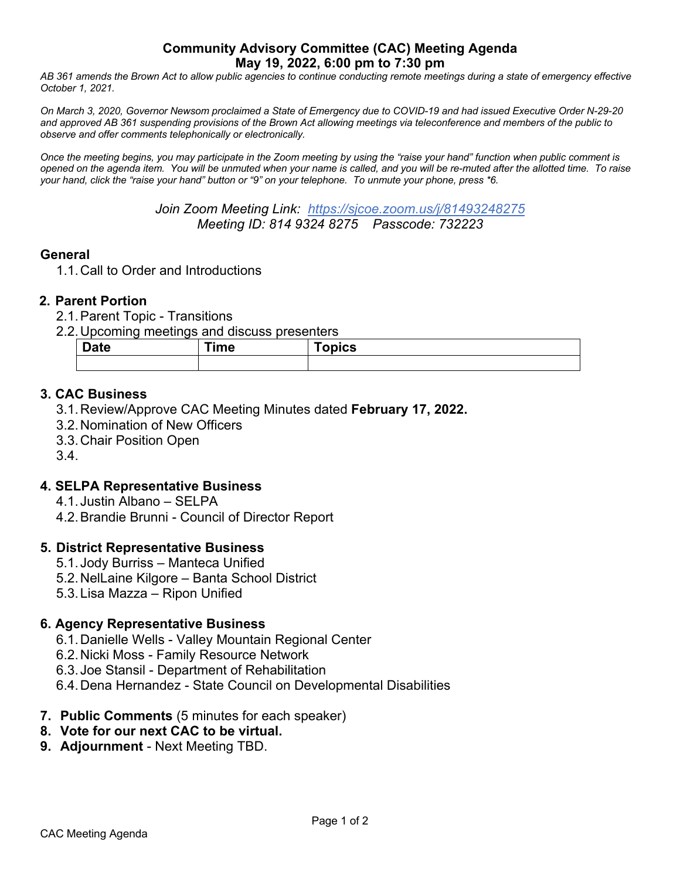# Community Advisory Committee (CAC) Meeting Agenda
## May 19, 2022, 6:00 pm to 7:30 pm

*AB 361 amends the Brown Act to allow public agencies to continue conducting remote meetings during a state of emergency effective October 1, 2021.*

*On March 3, 2020, Governor Newsom proclaimed a State of Emergency due to COVID-19 and had issued Executive Order N-29-20 and approved AB 361 suspending provisions of the Brown Act allowing meetings via teleconference and members of the public to observe and offer comments telephonically or electronically.*

*Once the meeting begins, you may participate in the Zoom meeting by using the "raise your hand" function when public comment is opened on the agenda item. You will be unmuted when your name is called, and you will be re-muted after the allotted time. To raise your hand, click the "raise your hand" button or "9" on your telephone. To unmute your phone, press *6.*

*Join Zoom Meeting Link: [https://sjcoe.zoom.us/j/81493248275](https://sjcoe.zoom.us/j/81493248275)*
*Meeting ID: 814 9324 8275 Passcode: 732223*

### General

1.1. Call to Order and Introductions

### 2. Parent Portion

2.1. Parent Topic - Transitions

2.2. Upcoming meetings and discuss presenters

| Date | Time | Topics |
|---|---|---|
| | | |

### 3. CAC Business

3.1. Review/Approve CAC Meeting Minutes dated **February 17, 2022.**

3.2. Nomination of New Officers

3.3. Chair Position Open

3.4.

### 4. SELPA Representative Business

4.1. Justin Albano – SELPA

4.2. Brandie Brunni - Council of Director Report

### 5. District Representative Business

5.1. Jody Burriss – Manteca Unified

5.2. NelLaine Kilgore – Banta School District

5.3. Lisa Mazza – Ripon Unified

### 6. Agency Representative Business

6.1. Danielle Wells - Valley Mountain Regional Center

6.2. Nicki Moss - Family Resource Network

6.3. Joe Stansil - Department of Rehabilitation

6.4. Dena Hernandez - State Council on Developmental Disabilities

7. **Public Comments** (5 minutes for each speaker)
8. **Vote for our next CAC to be virtual.**
9. **Adjournment** - Next Meeting TBD.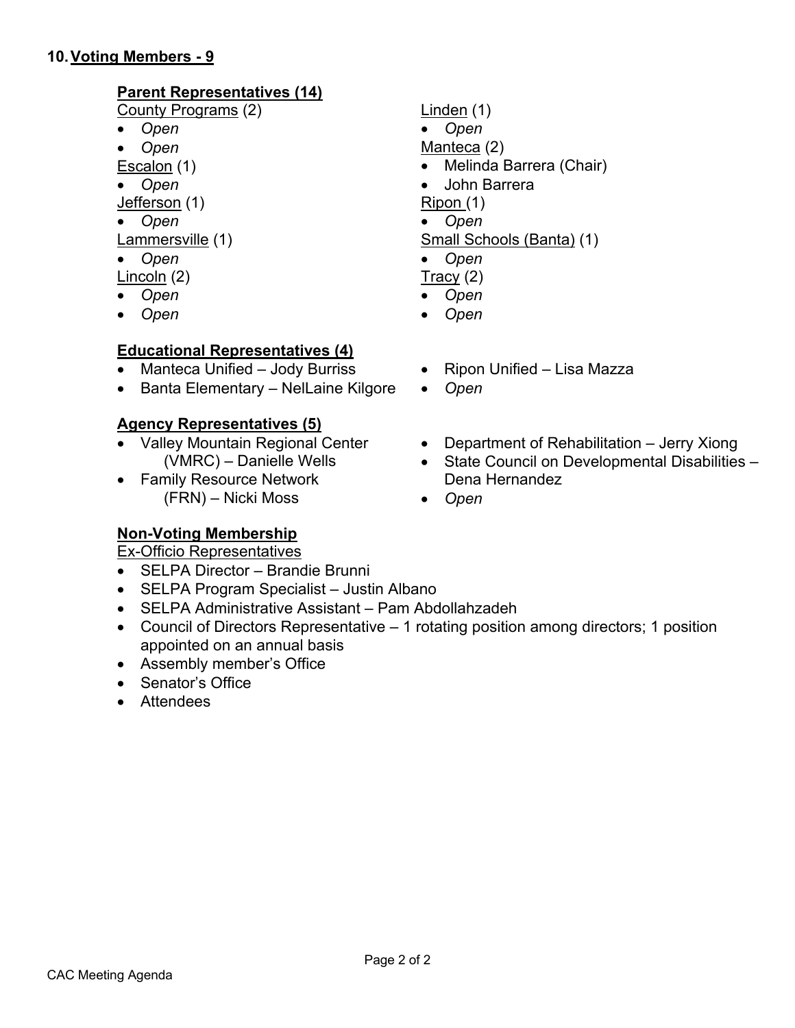## 10. Voting Members - 9

### Parent Representatives (14)

County Programs (2)

- *Open*
- *Open*

Escalon (1)

- *Open*

Jefferson (1)

- *Open*

Lammersville (1)

- *Open*

Lincoln (2)

- *Open*
- *Open*

Linden (1)

- *Open*

Manteca (2)

- Melinda Barrera (Chair)
- John Barrera

Ripon (1)

- *Open*

Small Schools (Banta) (1)

- *Open*

Tracy (2)

- *Open*
- *Open*

### Educational Representatives (4)

- Manteca Unified – Jody Burriss
- Banta Elementary – NelLaine Kilgore
- Ripon Unified – Lisa Mazza
- *Open*

### Agency Representatives (5)

- Valley Mountain Regional Center (VMRC) – Danielle Wells
- Family Resource Network (FRN) – Nicki Moss
- Department of Rehabilitation – Jerry Xiong
- State Council on Developmental Disabilities – Dena Hernandez
- *Open*

### Non-Voting Membership

Ex-Officio Representatives

- SELPA Director – Brandie Brunni
- SELPA Program Specialist – Justin Albano
- SELPA Administrative Assistant – Pam Abdollahzadeh
- Council of Directors Representative – 1 rotating position among directors; 1 position appointed on an annual basis
- Assembly member's Office
- Senator's Office
- Attendees